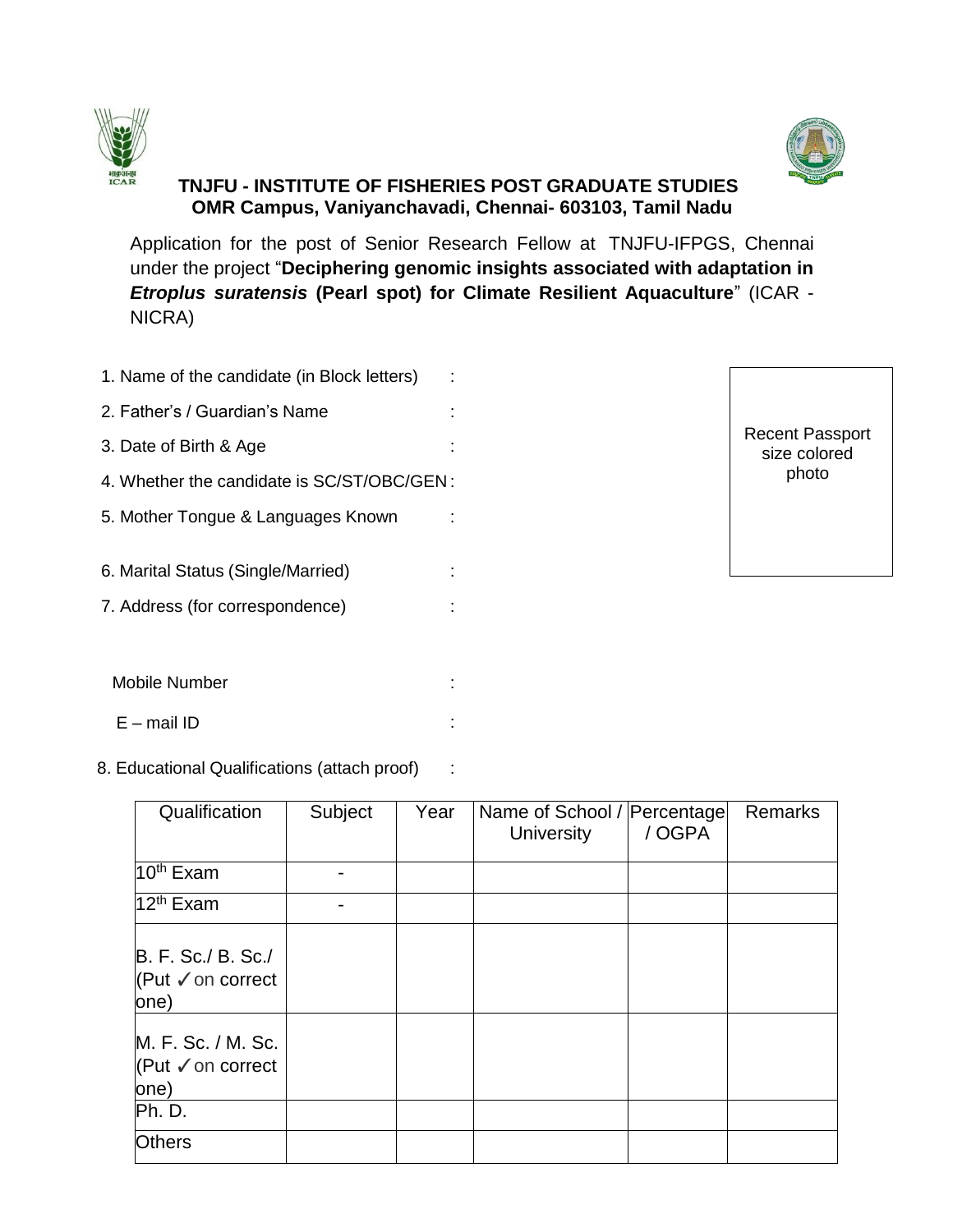# TNJFU - INSTITUTE OF FISHERIES POST GRADUATE STUDIES

## OMR Campus, Vaniyanchavadi, Chennai- 603103, Tamil Nadu

Application for the post of Senior Research Fellow at TNJFU-IFPGS, Chennai under the project "**Deciphering genomic insights associated with adaptation in *Etroplus suratensis* (Pearl spot) for Climate Resilient Aquaculture**" (ICAR - NICRA)

Recent Passport size colored photo

1. Name of the candidate (in Block letters) :
2. Father's / Guardian's Name :
3. Date of Birth & Age :
4. Whether the candidate is SC/ST/OBC/GEN :
5. Mother Tongue & Languages Known :
6. Marital Status (Single/Married) :
7. Address (for correspondence) :

   Mobile Number :

   E – mail ID :

8. Educational Qualifications (attach proof) :

| Qualification | Subject | Year | Name of School / University | Percentage / OGPA | Remarks |
|---|---|---|---|---|---|
| 10th Exam | - | | | | |
| 12th Exam | - | | | | |
| B. F. Sc./ B. Sc./ (Put ✓ on correct one) | | | | | |
| M. F. Sc. / M. Sc. (Put ✓ on correct one) | | | | | |
| Ph. D. | | | | | |
| Others | | | | | |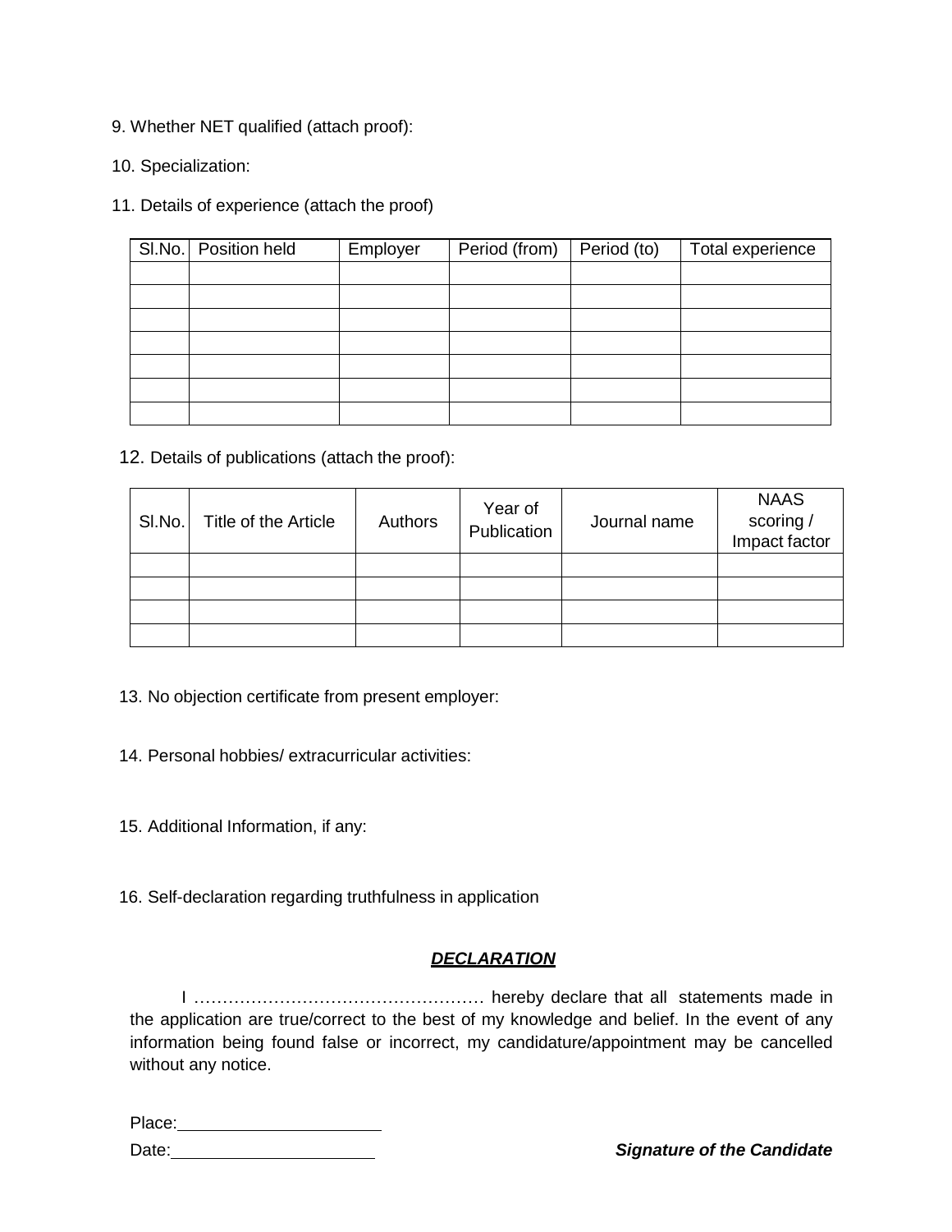9. Whether NET qualified (attach proof):

10. Specialization:

11. Details of experience (attach the proof)

| Sl.No. | Position held | Employer | Period (from) | Period (to) | Total experience |
|---|---|---|---|---|---|
| | | | | | |
| | | | | | |
| | | | | | |
| | | | | | |
| | | | | | |
| | | | | | |
| | | | | | |

12. Details of publications (attach the proof):

| Sl.No. | Title of the Article | Authors | Year of Publication | Journal name | NAAS scoring / Impact factor |
|---|---|---|---|---|---|
| | | | | | |
| | | | | | |
| | | | | | |
| | | | | | |

13. No objection certificate from present employer:

14. Personal hobbies/ extracurricular activities:

15. Additional Information, if any:

16. Self-declaration regarding truthfulness in application

## ***DECLARATION***

I …………………………………………… hereby declare that all statements made in the application are true/correct to the best of my knowledge and belief. In the event of any information being found false or incorrect, my candidature/appointment may be cancelled without any notice.

Place:\_\_\_\_\_\_\_\_\_\_\_\_\_\_\_\_\_\_\_\_\_\_

Date:\_\_\_\_\_\_\_\_\_\_\_\_\_\_\_\_\_\_\_\_\_\_

***Signature of the Candidate***